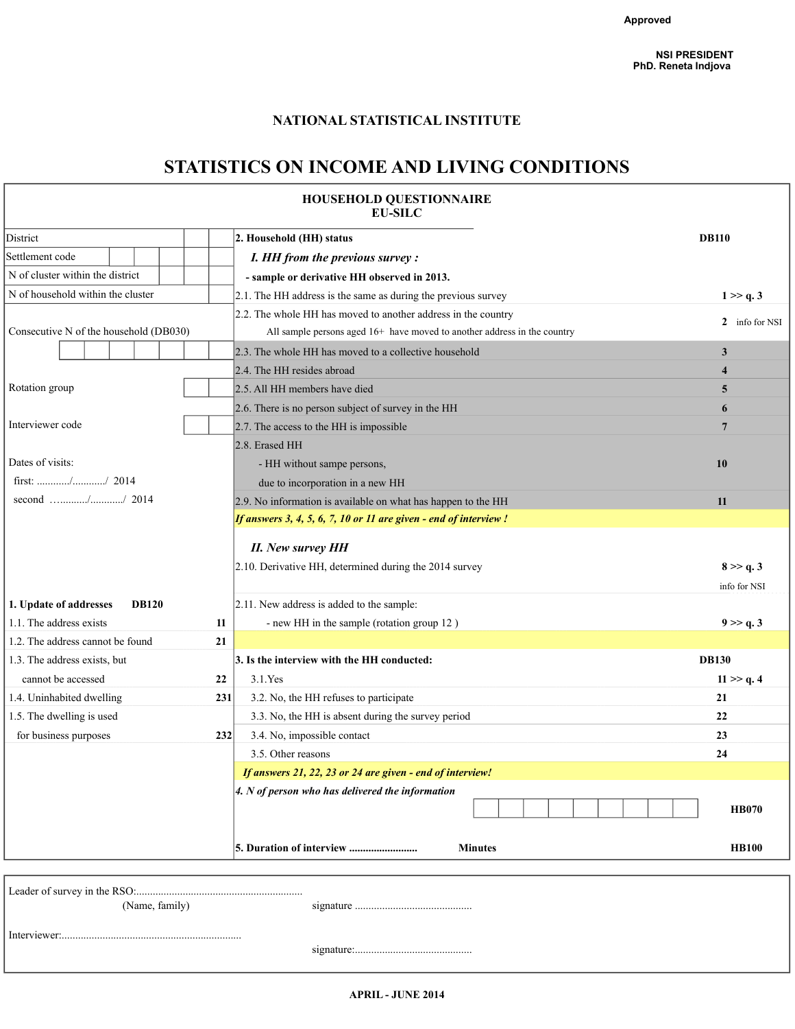Approved

**NSI PRESIDENT**
**PhD. Reneta Indjova**

## NATIONAL STATISTICAL INSTITUTE

# STATISTICS ON INCOME AND LIVING CONDITIONS

### HOUSEHOLD QUESTIONNAIRE
### EU-SILC

| | |
|---|---|
| District | |
| Settlement code | |
| N of cluster within the district | |
| N of household within the cluster | |
| Consecutive N of the household (DB030) | |
| Rotation group | |
| Interviewer code | |

Dates of visits:

first: ............/............/ 2014

second …........./.........../ 2014

**1. Update of addresses** **DB120**

| | |
|---|---|
| 1.1. The address exists | 11 |
| 1.2. The address cannot be found | 21 |
| 1.3. The address exists, but cannot be accessed | 22 |
| 1.4. Uninhabited dwelling | 231 |
| 1.5. The dwelling is used for business purposes | 232 |

**2. Household (HH) status** **DB110**

***I. HH from the previous survey :***

**- sample or derivative HH observed in 2013.**

| | |
|---|---|
| 2.1. The HH address is the same as during the previous survey | 1 >> q. 3 |
| 2.2. The whole HH has moved to another address in the country<br>All sample persons aged 16+ have moved to another address in the country | 2 info for NSI |
| 2.3. The whole HH has moved to a collective household | 3 |
| 2.4. The HH resides abroad | 4 |
| 2.5. All HH members have died | 5 |
| 2.6. There is no person subject of survey in the HH | 6 |
| 2.7. The access to the HH is impossible | 7 |
| 2.8. Erased HH<br>- HH without sampe persons, due to incorporation in a new HH | 10 |
| 2.9. No information is available on what has happen to the HH | 11 |

***If answers 3, 4, 5, 6, 7, 10 or 11 are given - end of interview !***

***II. New survey HH***

| | |
|---|---|
| 2.10. Derivative HH, determined during the 2014 survey | 8 >> q. 3<br>info for NSI |
| 2.11. New address is added to the sample:<br>- new HH in the sample (rotation group 12 ) | 9 >> q. 3 |

**3. Is the interview with the HH conducted:** **DB130**

| | |
|---|---|
| 3.1.Yes | 11 >> q. 4 |
| 3.2. No, the HH refuses to participate | 21 |
| 3.3. No, the HH is absent during the survey period | 22 |
| 3.4. No, impossible contact | 23 |
| 3.5. Other reasons | 24 |

***If answers 21, 22, 23 or 24 are given - end of interview!***

***4. N of person who has delivered the information*** **HB070**

**5. Duration of interview .........................** **Minutes** **HB100**

Leader of survey in the RSO:.............................................................
(Name, family) signature ...........................................

Interviewer:..................................................................
signature:...........................................

**APRIL - JUNE 2014**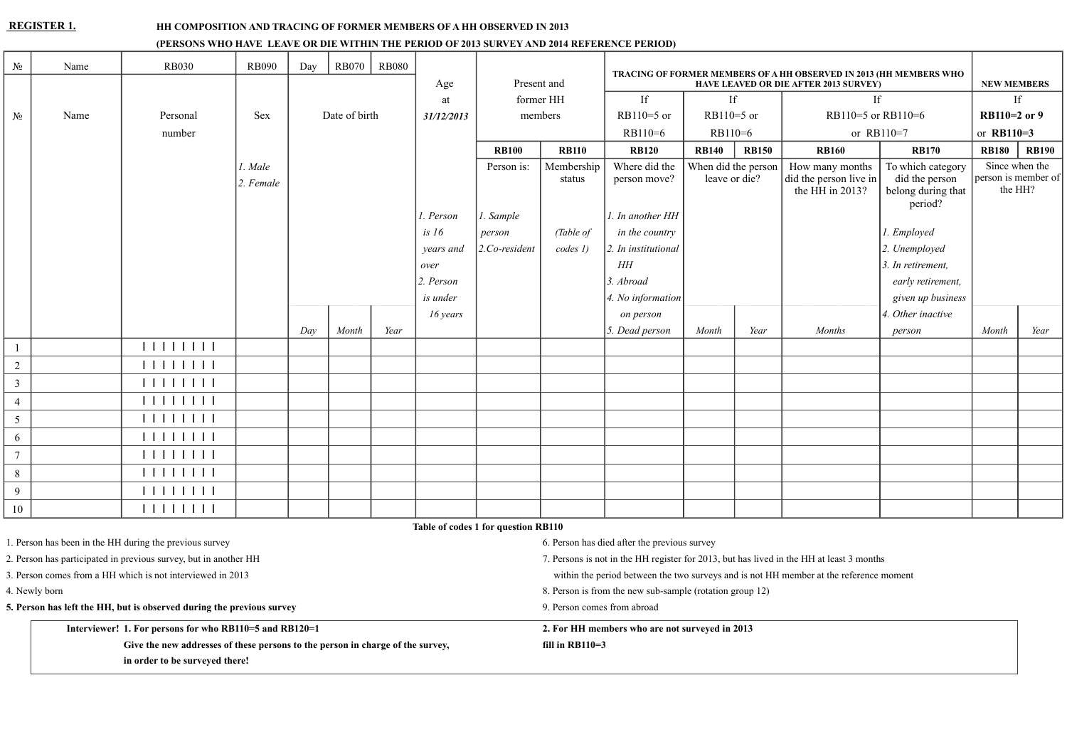**REGISTER 1.** **HH COMPOSITION AND TRACING OF FORMER MEMBERS OF A HH OBSERVED IN 2013**

**(PERSONS WHO HAVE LEAVE OR DIE WITHIN THE PERIOD OF 2013 SURVEY AND 2014 REFERENCE PERIOD)**

| № | Name | RB030 | RB090 | Day | RB070 | RB080 | | | | **TRACING OF FORMER MEMBERS OF A HH OBSERVED IN 2013 (HH MEMBERS WHO HAVE LEAVED OR DIE AFTER 2013 SURVEY)** | | | | | **NEW MEMBERS** | |
|---|---|---|---|---|---|---|---|---|---|---|---|---|---|---|---|---|
| № | Name | Personal number | Sex | Date of birth | | | Age at *31/12/2013* | Present and former HH members | | If RB110=5 or RB110=6 | If RB110=5 or RB110=6 | | If RB110=5 or RB110=6 or RB110=7 | | If **RB110=2 or 9** or **RB110=3** | |
| | | | | | | | | **RB100** | **RB110** | **RB120** | **RB140** | **RB150** | **RB160** | **RB170** | **RB180** | **RB190** |
| | | | *1. Male* *2. Female* | | | | *1. Person is 16 years and over* *2. Person is under 16 years* | Person is: *1. Sample person* *2.Co-resident* | Membership status *(Table of codes 1)* | Where did the person move? *1. In another HH in the country* *2. In institutional HH* *3. Abroad* *4. No information on person* *5. Dead person* | When did the person leave or die? | | How many months did the person live in the HH in 2013? | To which category did the person belong during that period? *1. Employed* *2. Unemployed* *3. In retirement, early retirement, given up business* *4. Other inactive person* | Since when the person is member of the HH? | |
| | | | | *Day* | *Month* | *Year* | | | | | *Month* | *Year* | *Months* | | *Month* | *Year* |
| 1 | | I I I I I I I I | | | | | | | | | | | | | | |
| 2 | | I I I I I I I I | | | | | | | | | | | | | | |
| 3 | | I I I I I I I I | | | | | | | | | | | | | | |
| 4 | | I I I I I I I I | | | | | | | | | | | | | | |
| 5 | | I I I I I I I I | | | | | | | | | | | | | | |
| 6 | | I I I I I I I I | | | | | | | | | | | | | | |
| 7 | | I I I I I I I I | | | | | | | | | | | | | | |
| 8 | | I I I I I I I I | | | | | | | | | | | | | | |
| 9 | | I I I I I I I I | | | | | | | | | | | | | | |
| 10 | | I I I I I I I I | | | | | | | | | | | | | | |

**Table of codes 1 for question RB110**

1. Person has been in the HH during the previous survey
2. Person has participated in previous survey, but in another HH
3. Person comes from a HH which is not interviewed in 2013
4. Newly born
5. **Person has left the HH, but is observed during the previous survey**
6. Person has died after the previous survey
7. Persons is not in the HH register for 2013, but has lived in the HH at least 3 months within the period between the two surveys and is not HH member at the reference moment
8. Person is from the new sub-sample (rotation group 12)
9. Person comes from abroad

**Interviewer! 1. For persons for who RB110=5 and RB120=1**
**Give the new addresses of these persons to the person in charge of the survey, in order to be surveyed there!**

**2. For HH members who are not surveyed in 2013 fill in RB110=3**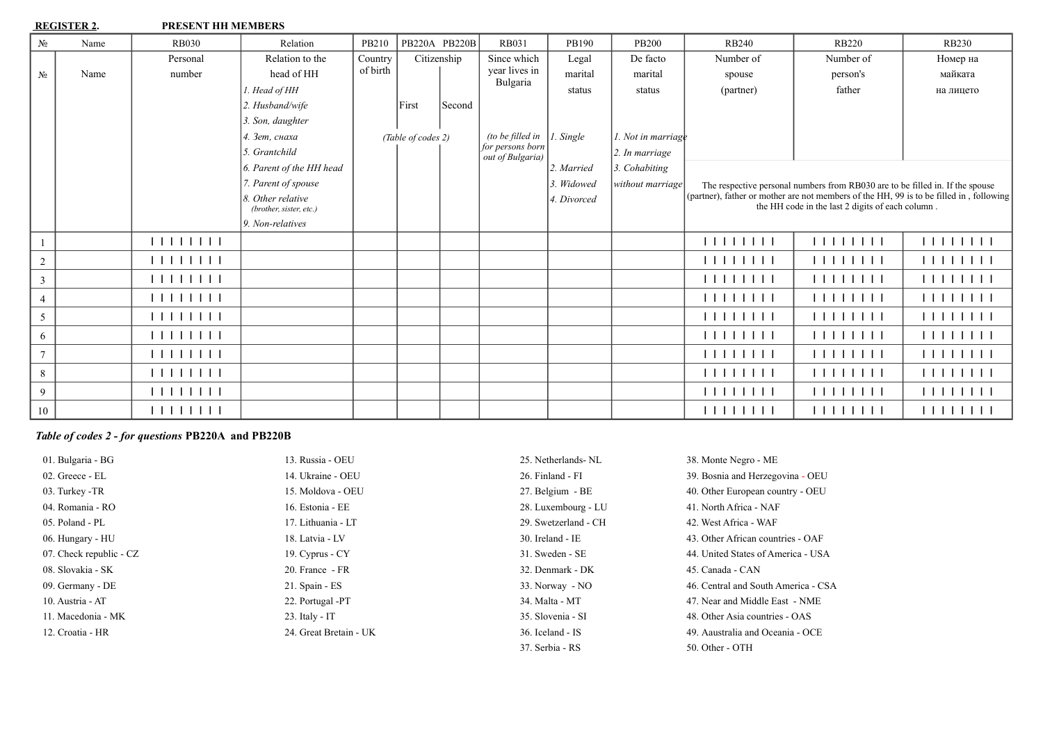**REGISTER 2.** **PRESENT HH MEMBERS**

| № | Name | RB030 | Relation | PB210 | PB220A | PB220B | RB031 | PB190 | PB200 | RB240 | RB220 | RB230 |
|---|---|---|---|---|---|---|---|---|---|---|---|---|
| № | Name | Personal number | Relation to the head of HH<br>*1. Head of HH*<br>*2. Husband/wife*<br>*3. Son, daughter*<br>*4. Зет, снаха*<br>*5. Grantchild*<br>*6. Parent of the HH head*<br>*7. Parent of spouse*<br>*8. Other relative (brother, sister, etc.)*<br>*9. Non-relatives* | Country of birth | Citizenship<br>First<br>*(Table of codes 2)* | Second | Since which year lives in Bulgaria<br>*(to be filled in for persons born out of Bulgaria)* | Legal marital status<br>*1. Single*<br>*2. Married*<br>*3. Widowed*<br>*4. Divorced* | De facto marital status<br>*1. Not in marriage*<br>*2. In marriage*<br>*3. Cohabiting without marriage* | Number of spouse (partner) | Number of person's father | Номер на майката на лицето |
| | | | | | | | | | | The respective personal numbers from RB030 are to be filled in. If the spouse (partner), father or mother are not members of the HH, 99 is to be filled in , following the HH code in the last 2 digits of each column . | | |
| 1 | | I I I I I I I I | | | | | | | | I I I I I I I I | I I I I I I I I | I I I I I I I I |
| 2 | | I I I I I I I I | | | | | | | | I I I I I I I I | I I I I I I I I | I I I I I I I I |
| 3 | | I I I I I I I I | | | | | | | | I I I I I I I I | I I I I I I I I | I I I I I I I I |
| 4 | | I I I I I I I I | | | | | | | | I I I I I I I I | I I I I I I I I | I I I I I I I I |
| 5 | | I I I I I I I I | | | | | | | | I I I I I I I I | I I I I I I I I | I I I I I I I I |
| 6 | | I I I I I I I I | | | | | | | | I I I I I I I I | I I I I I I I I | I I I I I I I I |
| 7 | | I I I I I I I I | | | | | | | | I I I I I I I I | I I I I I I I I | I I I I I I I I |
| 8 | | I I I I I I I I | | | | | | | | I I I I I I I I | I I I I I I I I | I I I I I I I I |
| 9 | | I I I I I I I I | | | | | | | | I I I I I I I I | I I I I I I I I | I I I I I I I I |
| 10 | | I I I I I I I I | | | | | | | | I I I I I I I I | I I I I I I I I | I I I I I I I I |

***Table of codes 2 - for questions* PB220A and PB220B**

01. Bulgaria - BG
02. Greece - EL
03. Turkey -TR
04. Romania - RO
05. Poland - PL
06. Hungary - HU
07. Check republic - CZ
08. Slovakia - SK
09. Germany - DE
10. Austria - AT
11. Macedonia - MK
12. Croatia - HR
13. Russia - OEU
14. Ukraine - OEU
15. Moldova - OEU
16. Estonia - EE
17. Lithuania - LT
18. Latvia - LV
19. Cyprus - CY
20. France - FR
21. Spain - ES
22. Portugal -PT
23. Italy - IT
24. Great Bretain - UK
25. Netherlands- NL
26. Finland - FI
27. Belgium - BE
28. Luxembourg - LU
29. Swetzerland - CH
30. Ireland - IE
31. Sweden - SE
32. Denmark - DK
33. Norway - NO
34. Malta - MT
35. Slovenia - SI
36. Iceland - IS
37. Serbia - RS
38. Monte Negro - ME
39. Bosnia and Herzegovina - OEU
40. Other European country - OEU
41. North Africa - NAF
42. West Africa - WAF
43. Other African countries - OAF
44. United States of America - USA
45. Canada - CAN
46. Central and South America - CSA
47. Near and Middle East - NME
48. Other Asia countries - OAS
49. Aaustralia and Oceania - OCE
50. Other - OTH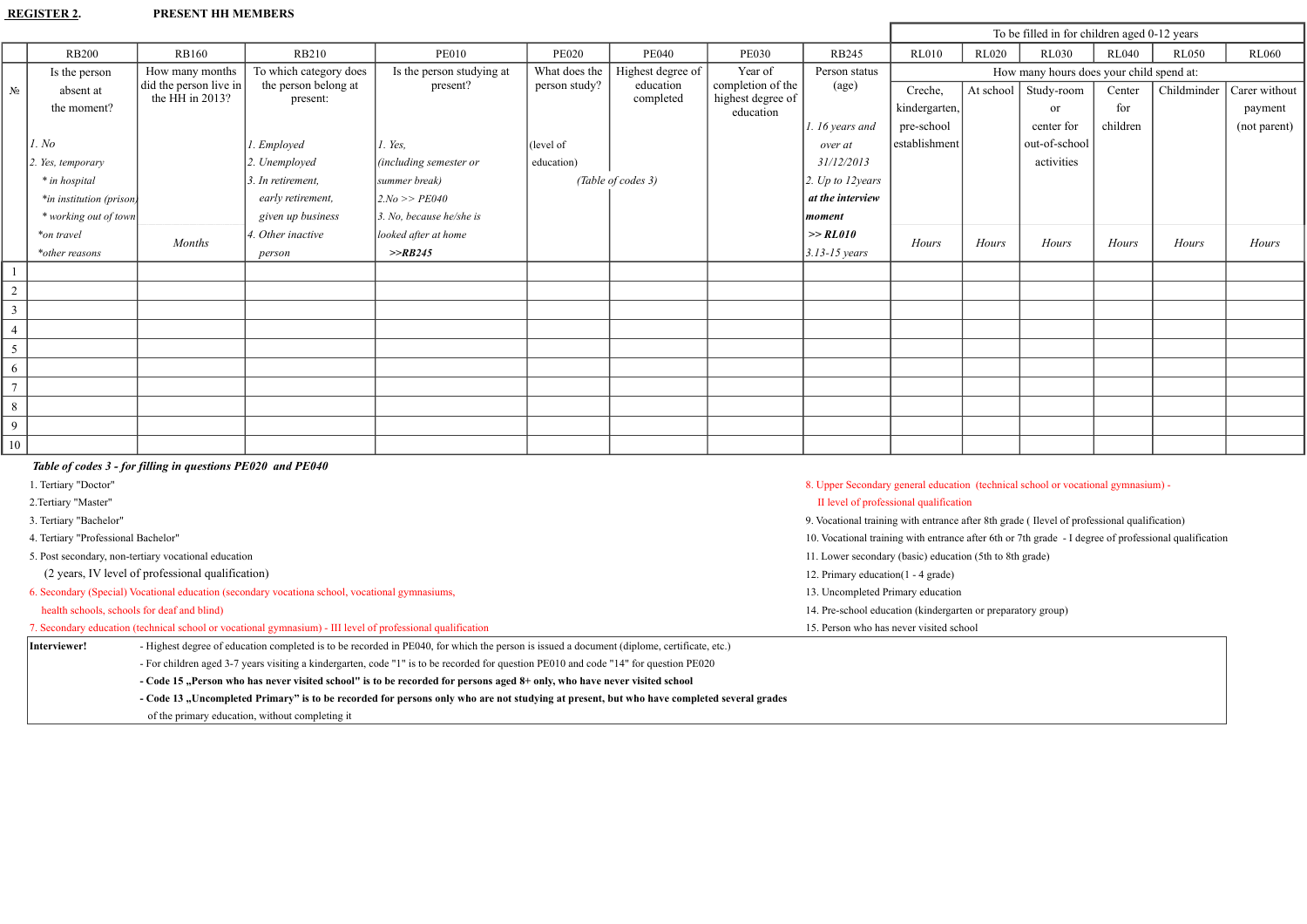**REGISTER 2.** **PRESENT HH MEMBERS**

| № | RB200 | RB160 | RB210 | PE010 | PE020 | PE040 | PE030 | RB245 | RL010 | RL020 | RL030 | RL040 | RL050 | RL060 |
|---|---|---|---|---|---|---|---|---|---|---|---|---|---|---|
| | | | | | | | | | To be filled in for children aged 0-12 years | | | | | |
| | Is the person absent at the moment? | How many months did the person live in the HH in 2013? | To which category does the person belong at present: | Is the person studying at present? | What does the person study? | Highest degree of education completed | Year of completion of the highest degree of education | Person status (age) | How many hours does your child spend at: | | | | | |
| | *1. No* *2. Yes, temporary* *\* in hospital* *\*in institution (prison)* *\* working out of town* *\*on travel* *\*other reasons* | Months | *1. Employed* *2. Unemployed* *3. In retirement, early retirement, given up business* *4. Other inactive person* | *1. Yes, (including semester or summer break)* *2.No >> PE040* *3. No, because he/she is looked after at home* ***>>RB245*** | (level of education) *(Table of codes 3)* | | | *1. 16 years and over at 31/12/2013* *2. Up to 12years* ***at the interview moment*** ***>> RL010*** *3.13-15 years* | Creche, kindergarten, pre-school establishment *Hours* | At school *Hours* | Study-room or center for out-of-school activities *Hours* | Center for children *Hours* | Childminder *Hours* | Carer without payment (not parent) *Hours* |
| 1 | | | | | | | | | | | | | | |
| 2 | | | | | | | | | | | | | | |
| 3 | | | | | | | | | | | | | | |
| 4 | | | | | | | | | | | | | | |
| 5 | | | | | | | | | | | | | | |
| 6 | | | | | | | | | | | | | | |
| 7 | | | | | | | | | | | | | | |
| 8 | | | | | | | | | | | | | | |
| 9 | | | | | | | | | | | | | | |
| 10 | | | | | | | | | | | | | | |

***Table of codes 3 - for filling in questions PE020 and PE040***

1. Tertiary "Doctor"
2. Tertiary "Master"
3. Tertiary "Bachelor"
4. Tertiary "Professional Bachelor"
5. Post secondary, non-tertiary vocational education (2 years, IV level of professional qualification)
6. Secondary (Special) Vocational education (secondary vocationa school, vocational gymnasiums, health schools, schools for deaf and blind)
7. Secondary education (technical school or vocational gymnasium) - III level of professional qualification
8. Upper Secondary general education (technical school or vocational gymnasium) - II level of professional qualification
9. Vocational training with entrance after 8th grade ( Ilevel of professional qualification)
10. Vocational training with entrance after 6th or 7th grade - I degree of professional qualification
11. Lower secondary (basic) education (5th to 8th grade)
12. Primary education(1 - 4 grade)
13. Uncompleted Primary education
14. Pre-school education (kindergarten or preparatory group)
15. Person who has never visited school

**Interviewer!**

- Highest degree of education completed is to be recorded in PE040, for which the person is issued a document (diplome, certificate, etc.)
- For children aged 3-7 years visiting a kindergarten, code "1" is to be recorded for question PE010 and code "14" for question PE020
- **Code 15 „Person who has never visited school" is to be recorded for persons aged 8+ only, who have never visited school**
- **Code 13 „Uncompleted Primary" is to be recorded for persons only who are not studying at present, but who have completed several grades** of the primary education, without completing it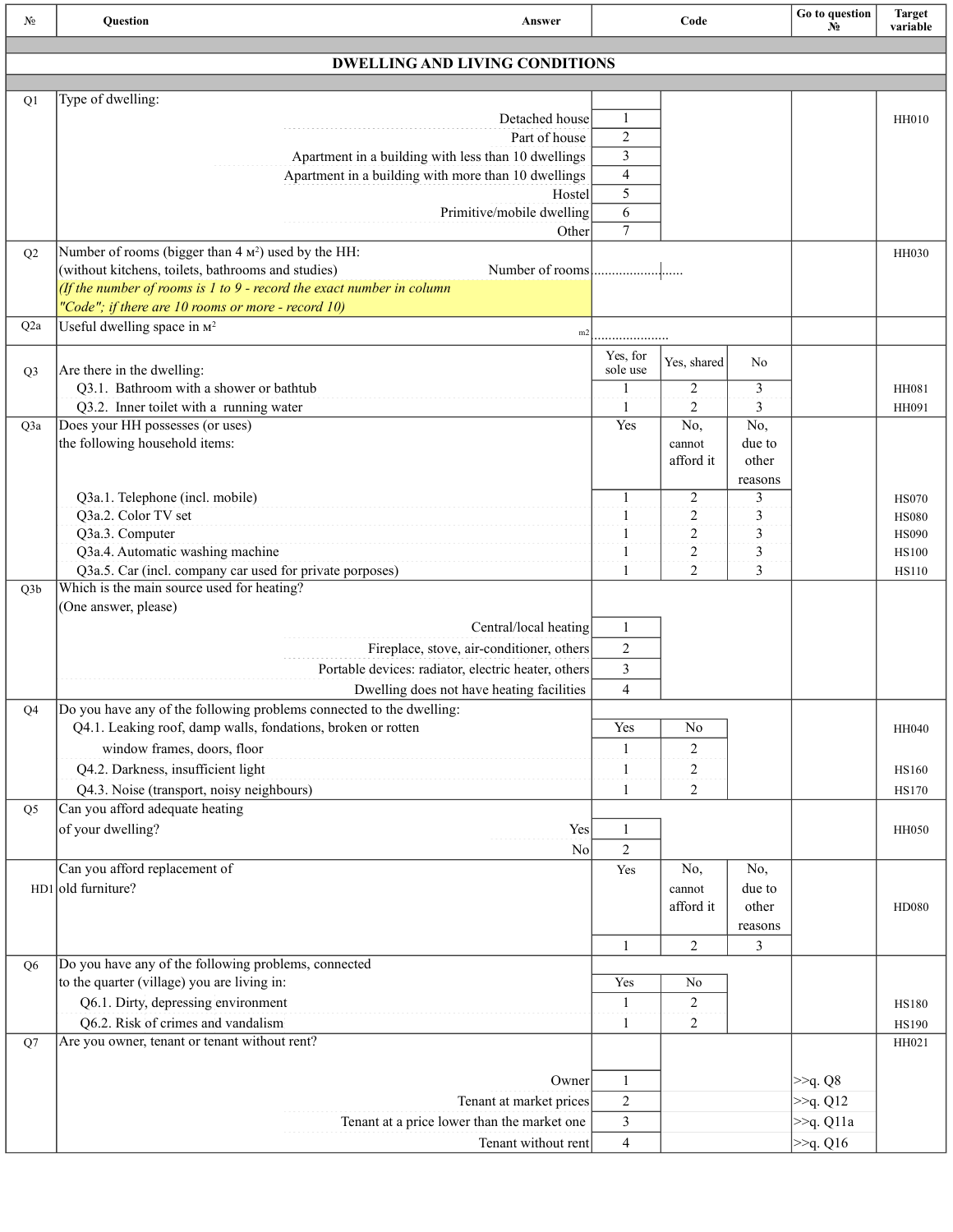| № | Question | Answer | Code | | | Go to question № | Target variable |
|---|---|---|---|---|---|---|---|
| | **DWELLING AND LIVING CONDITIONS** | | | | | | |
| Q1 | Type of dwelling: | | | | | | |
| | | Detached house | 1 | | | | HH010 |
| | | Part of house | 2 | | | | |
| | | Apartment in a building with less than 10 dwellings | 3 | | | | |
| | | Apartment in a building with more than 10 dwellings | 4 | | | | |
| | | Hostel | 5 | | | | |
| | | Primitive/mobile dwelling | 6 | | | | |
| | | Other | 7 | | | | |
| Q2 | Number of rooms (bigger than 4 м²) used by the HH: (without kitchens, toilets, bathrooms and studies) *(If the number of rooms is 1 to 9 - record the exact number in column "Code"; if there are 10 rooms or more - record 10)* | Number of rooms | ........................... | | | | HH030 |
| Q2a | Useful dwelling space in м² | m2 | ..................... | | | | |
| Q3 | Are there in the dwelling: | | Yes, for sole use | Yes, shared | No | | |
| | Q3.1. Bathroom with a shower or bathtub | | 1 | 2 | 3 | | HH081 |
| | Q3.2. Inner toilet with a running water | | 1 | 2 | 3 | | HH091 |
| Q3a | Does your HH possesses (or uses) the following household items: | | Yes | No, cannot afford it | No, due to other reasons | | |
| | Q3a.1. Telephone (incl. mobile) | | 1 | 2 | 3 | | HS070 |
| | Q3a.2. Color TV set | | 1 | 2 | 3 | | HS080 |
| | Q3a.3. Computer | | 1 | 2 | 3 | | HS090 |
| | Q3a.4. Automatic washing machine | | 1 | 2 | 3 | | HS100 |
| | Q3a.5. Car (incl. company car used for private porposes) | | 1 | 2 | 3 | | HS110 |
| Q3b | Which is the main source used for heating? (One answer, please) | | | | | | |
| | | Central/local heating | 1 | | | | |
| | | Fireplace, stove, air-conditioner, others | 2 | | | | |
| | | Portable devices: radiator, electric heater, others | 3 | | | | |
| | | Dwelling does not have heating facilities | 4 | | | | |
| Q4 | Do you have any of the following problems connected to the dwelling: | | Yes | No | | | |
| | Q4.1. Leaking roof, damp walls, fondations, broken or rotten window frames, doors, floor | | 1 | 2 | | | HH040 |
| | Q4.2. Darkness, insufficient light | | 1 | 2 | | | HS160 |
| | Q4.3. Noise (transport, noisy neighbours) | | 1 | 2 | | | HS170 |
| Q5 | Can you afford adequate heating of your dwelling? | Yes | 1 | | | | HH050 |
| | | No | 2 | | | | |
| HD1 | Can you afford replacement of old furniture? | | Yes | No, cannot afford it | No, due to other reasons | | HD080 |
| | | | 1 | 2 | 3 | | |
| Q6 | Do you have any of the following problems, connected to the quarter (village) you are living in: | | Yes | No | | | |
| | Q6.1. Dirty, depressing environment | | 1 | 2 | | | HS180 |
| | Q6.2. Risk of crimes and vandalism | | 1 | 2 | | | HS190 |
| Q7 | Are you owner, tenant or tenant without rent? | | | | | | HH021 |
| | | Owner | 1 | | | >>q. Q8 | |
| | | Tenant at market prices | 2 | | | >>q. Q12 | |
| | | Tenant at a price lower than the market one | 3 | | | >>q. Q11a | |
| | | Tenant without rent | 4 | | | >>q. Q16 | |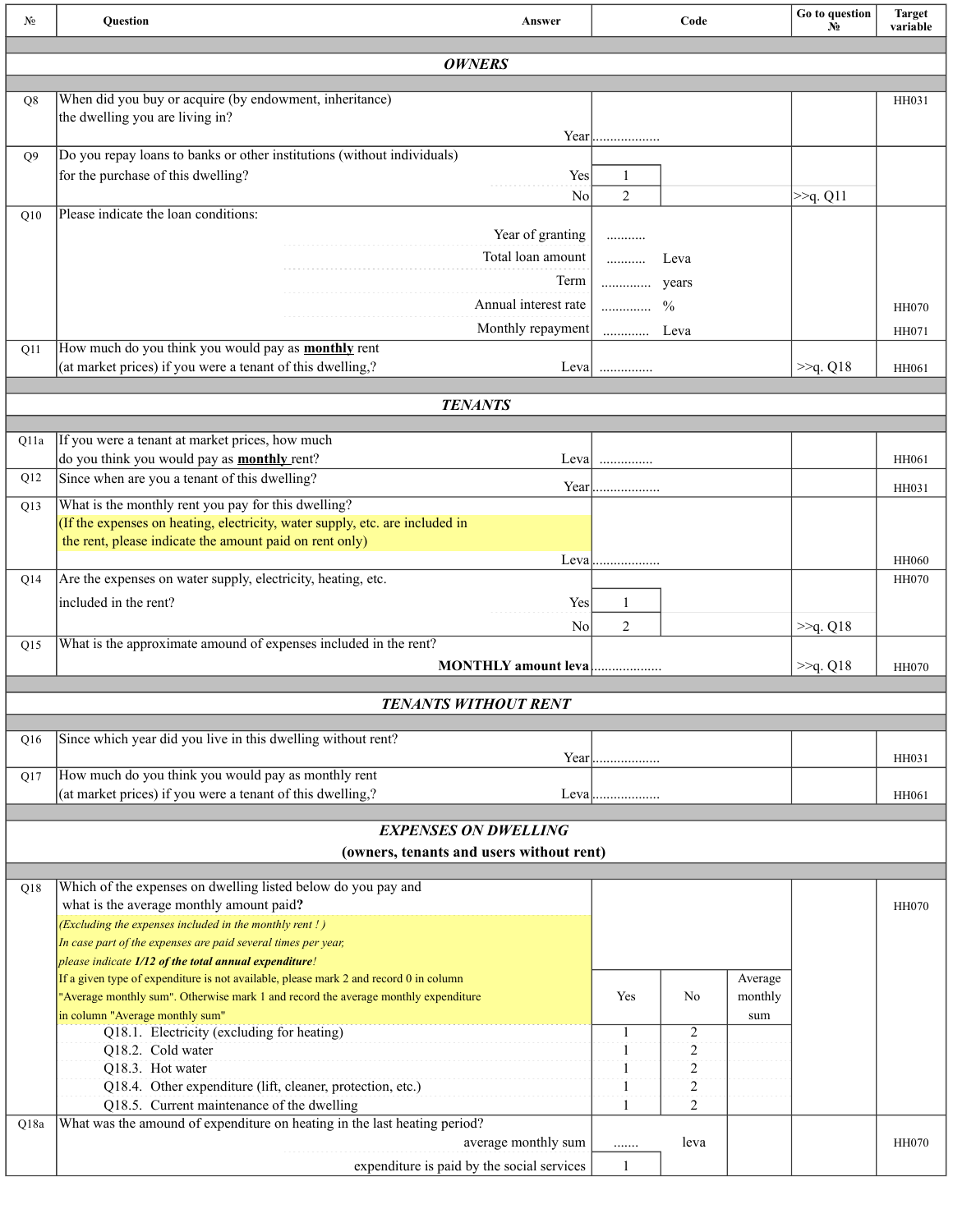| № | Question | Answer | Code | | | Go to question № | Target variable |
|---|---|---|---|---|---|---|---|
| | ***OWNERS*** | | | | | | |
| Q8 | When did you buy or acquire (by endowment, inheritance) the dwelling you are living in? | Year | .................. | | | | HH031 |
| Q9 | Do you repay loans to banks or other institutions (without individuals) for the purchase of this dwelling? | Yes | 1 | | | | |
| | | No | 2 | | | >>q. Q11 | |
| Q10 | Please indicate the loan conditions: | Year of granting | ........... | | | | |
| | | Total loan amount | ........... Leva | | | | |
| | | Term | ............. years | | | | |
| | | Annual interest rate | ............. % | | | | HH070 |
| | | Monthly repayment | ............ Leva | | | | HH071 |
| Q11 | How much do you think you would pay as **monthly** rent (at market prices) if you were a tenant of this dwelling,? | Leva | .............. | | | >>q. Q18 | HH061 |
| | ***TENANTS*** | | | | | | |
| Q11a | If you were a tenant at market prices, how much do you think you would pay as **monthly** rent? | Leva | .............. | | | | HH061 |
| Q12 | Since when are you a tenant of this dwelling? | Year | .................. | | | | HH031 |
| Q13 | What is the monthly rent you pay for this dwelling? (If the expenses on heating, electricity, water supply, etc. are included in the rent, please indicate the amount paid on rent only) | Leva | .................. | | | | HH060 |
| Q14 | Are the expenses on water supply, electricity, heating, etc. included in the rent? | Yes | 1 | | | | HH070 |
| | | No | 2 | | | >>q. Q18 | |
| Q15 | What is the approximate amound of expenses included in the rent? | **MONTHLY amount leva** | .................. | | | >>q. Q18 | HH070 |
| | ***TENANTS WITHOUT RENT*** | | | | | | |
| Q16 | Since which year did you live in this dwelling without rent? | Year | .................. | | | | HH031 |
| Q17 | How much do you think you would pay as monthly rent (at market prices) if you were a tenant of this dwelling,? | Leva | .................. | | | | HH061 |
| | ***EXPENSES ON DWELLING*** **(owners, tenants and users without rent)** | | | | | | |
| Q18 | Which of the expenses on dwelling listed below do you pay and what is the average monthly amount paid**?** *(Excluding the expenses included in the monthly rent ! ) In case part of the expenses are paid several times per year, please indicate **1/12 of the total annual expenditure**!* If a given type of expenditure is not available, please mark 2 and record 0 in column "Average monthly sum". Otherwise mark 1 and record the average monthly expenditure in column "Average monthly sum" | | Yes | No | Average monthly sum | | HH070 |
| | Q18.1. Electricity (excluding for heating) | | 1 | 2 | | | |
| | Q18.2. Cold water | | 1 | 2 | | | |
| | Q18.3. Hot water | | 1 | 2 | | | |
| | Q18.4. Other expenditure (lift, cleaner, protection, etc.) | | 1 | 2 | | | |
| | Q18.5. Current maintenance of the dwelling | | 1 | 2 | | | |
| Q18a | What was the amount of expenditure on heating in the last heating period? | average monthly sum | ....... | leva | | | HH070 |
| | | expenditure is paid by the social services | 1 | | | | |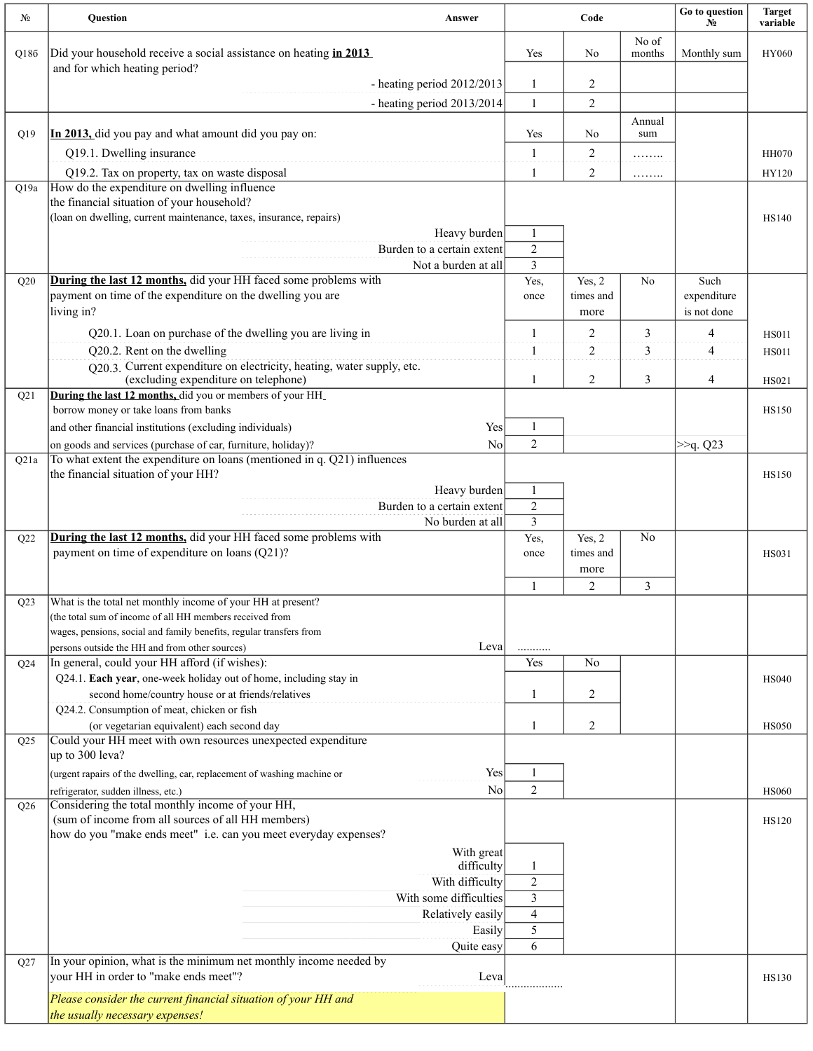| № | Question | Answer | Code | | | Go to question № | Target variable |
|---|---|---|---|---|---|---|---|
| Q18б | Did your household receive a social assistance on heating **in 2013** and for which heating period? | | Yes | No | No of months | Monthly sum | HY060 |
| | | - heating period 2012/2013 | 1 | 2 | | | |
| | | - heating period 2013/2014 | 1 | 2 | | | |
| Q19 | **In 2013,** did you pay and what amount did you pay on: | | Yes | No | Annual sum | | |
| | Q19.1. Dwelling insurance | | 1 | 2 | …….. | | HH070 |
| | Q19.2. Tax on property, tax on waste disposal | | 1 | 2 | …….. | | HY120 |
| Q19a | How do the expenditure on dwelling influence the financial situation of your household? (loan on dwelling, current maintenance, taxes, insurance, repairs) | | | | | | HS140 |
| | | Heavy burden | 1 | | | | |
| | | Burden to a certain extent | 2 | | | | |
| | | Not a burden at all | 3 | | | | |
| Q20 | **During the last 12 months,** did your HH faced some problems with payment on time of the expenditure on the dwelling you are living in? | | Yes, once | Yes, 2 times and more | No | Such expenditure is not done | |
| | Q20.1. Loan on purchase of the dwelling you are living in | | 1 | 2 | 3 | 4 | HS011 |
| | Q20.2. Rent on the dwelling | | 1 | 2 | 3 | 4 | HS011 |
| | Q20.3. Current expenditure on electricity, heating, water supply, etc. (excluding expenditure on telephone) | | 1 | 2 | 3 | 4 | HS021 |
| Q21 | **During the last 12 months,** did you or members of your HH borrow money or take loans from banks and other financial institutions (excluding individuals) on goods and services (purchase of car, furniture, holiday)? | | | | | | HS150 |
| | | Yes | 1 | | | | |
| | | No | 2 | | | >>q. Q23 | |
| Q21a | To what extent the expenditure on loans (mentioned in q. Q21) influences the financial situation of your HH? | | | | | | HS150 |
| | | Heavy burden | 1 | | | | |
| | | Burden to a certain extent | 2 | | | | |
| | | No burden at all | 3 | | | | |
| Q22 | **During the last 12 months,** did your HH faced some problems with payment on time of expenditure on loans (Q21)? | | Yes, once | Yes, 2 times and more | No | | HS031 |
| | | | 1 | 2 | 3 | | |
| Q23 | What is the total net monthly income of your HH at present? (the total sum of income of all HH members received from wages, pensions, social and family benefits, regular transfers from persons outside the HH and from other sources) | Leva | ……….. | | | | |
| Q24 | In general, could your HH afford (if wishes): | | Yes | No | | | |
| | Q24.1. **Each year**, one-week holiday out of home, including stay in second home/country house or at friends/relatives | | 1 | 2 | | | HS040 |
| | Q24.2. Consumption of meat, chicken or fish (or vegetarian equivalent) each second day | | 1 | 2 | | | HS050 |
| Q25 | Could your HH meet with own resources unexpected expenditure up to 300 leva? (urgent repairs of the dwelling, car, replacement of washing machine or refrigerator, sudden illness, etc.) | | | | | | |
| | | Yes | 1 | | | | |
| | | No | 2 | | | | HS060 |
| Q26 | Considering the total monthly income of your HH, (sum of income from all sources of all HH members) how do you "make ends meet" i.e. can you meet everyday expenses? | | | | | | HS120 |
| | | With great difficulty | 1 | | | | |
| | | With difficulty | 2 | | | | |
| | | With some difficulties | 3 | | | | |
| | | Relatively easily | 4 | | | | |
| | | Easily | 5 | | | | |
| | | Quite easy | 6 | | | | |
| Q27 | In your opinion, what is the minimum net monthly income needed by your HH in order to "make ends meet"? | Leva | ……………… | | | | HS130 |
| | *Please consider the current financial situation of your HH and the usually necessary expenses!* | | | | | | |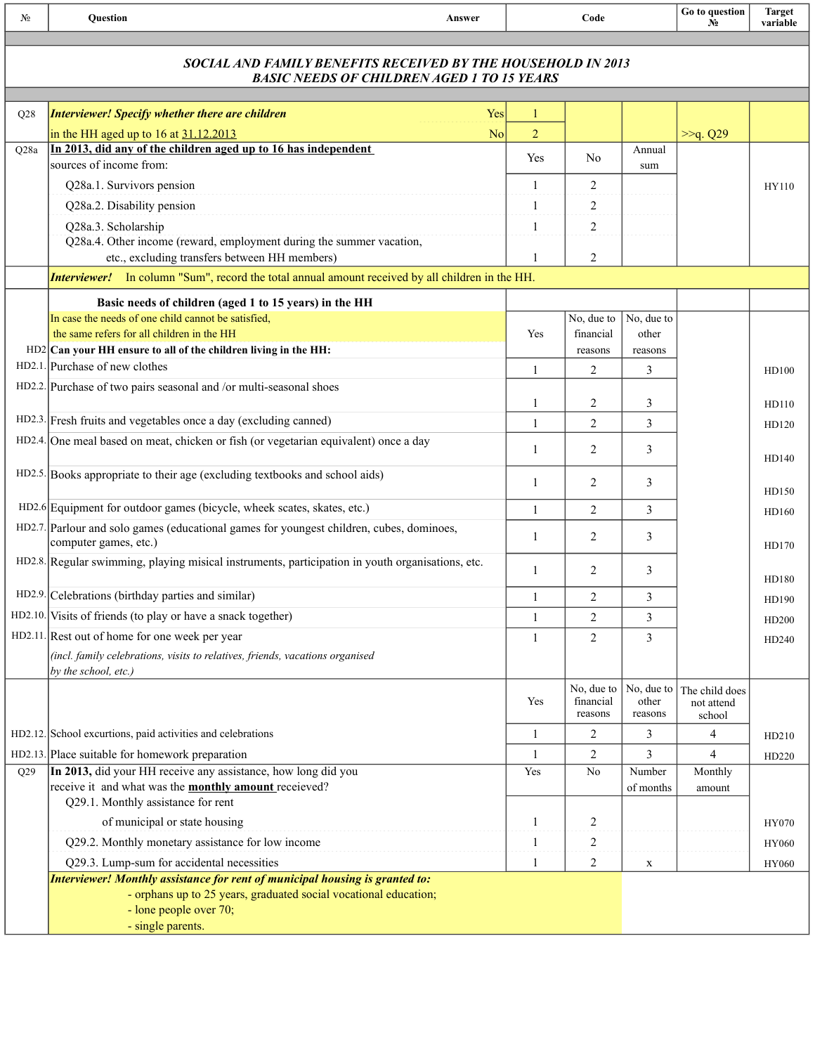| № | Question | Answer | Code | | | Go to question № | Target variable |
|---|---|---|---|---|---|---|---|

## SOCIAL AND FAMILY BENEFITS RECEIVED BY THE HOUSEHOLD IN 2013
## BASIC NEEDS OF CHILDREN AGED 1 TO 15 YEARS

| № | Question | Answer | Code | | | Go to question № | Target variable |
|---|---|---|---|---|---|---|---|
| Q28 | ***Interviewer! Specify whether there are children in the HH aged up to 16 at 31.12.2013*** | Yes | 1 | | | | |
| | | No | 2 | | | >>q. Q29 | |
| Q28a | **In 2013, did any of the children aged up to 16 has independent** sources of income from: | | Yes | No | Annual sum | | |
| | Q28a.1. Survivors pension | | 1 | 2 | | | HY110 |
| | Q28a.2. Disability pension | | 1 | 2 | | | |
| | Q28a.3. Scholarship | | 1 | 2 | | | |
| | Q28a.4. Other income (reward, employment during the summer vacation, etc., excluding transfers between HH members) | | 1 | 2 | | | |
| | ***Interviewer!*** In column "Sum", record the total annual amount received by all children in the HH. | | | | | | |
| | **Basic needs of children (aged 1 to 15 years) in the HH** | | | | | | |
| | In case the needs of one child cannot be satisfied, the same refers for all children in the HH | | Yes | No, due to financial reasons | No, due to other reasons | | |
| HD2 | **Can your HH ensure to all of the children living in the HH:** | | | | | | |
| HD2.1. | Purchase of new clothes | | 1 | 2 | 3 | | HD100 |
| HD2.2. | Purchase of two pairs seasonal and /or multi-seasonal shoes | | 1 | 2 | 3 | | HD110 |
| HD2.3. | Fresh fruits and vegetables once a day (excluding canned) | | 1 | 2 | 3 | | HD120 |
| HD2.4. | One meal based on meat, chicken or fish (or vegetarian equivalent) once a day | | 1 | 2 | 3 | | HD140 |
| HD2.5. | Books appropriate to their age (excluding textbooks and school aids) | | 1 | 2 | 3 | | HD150 |
| HD2.6 | Equipment for outdoor games (bicycle, wheek scates, skates, etc.) | | 1 | 2 | 3 | | HD160 |
| HD2.7. | Parlour and solo games (educational games for youngest children, cubes, dominoes, computer games, etc.) | | 1 | 2 | 3 | | HD170 |
| HD2.8. | Regular swimming, playing misical instruments, participation in youth organisations, etc. | | 1 | 2 | 3 | | HD180 |
| HD2.9. | Celebrations (birthday parties and similar) | | 1 | 2 | 3 | | HD190 |
| HD2.10. | Visits of friends (to play or have a snack together) | | 1 | 2 | 3 | | HD200 |
| HD2.11. | Rest out of home for one week per year *(incl. family celebrations, visits to relatives, friends, vacations organised by the school, etc.)* | | 1 | 2 | 3 | | HD240 |
| | | | Yes | No, due to financial reasons | No, due to other reasons | The child does not attend school | |
| HD2.12. | School excurtions, paid activities and celebrations | | 1 | 2 | 3 | 4 | HD210 |
| HD2.13. | Place suitable for homework preparation | | 1 | 2 | 3 | 4 | HD220 |
| Q29 | **In 2013,** did your HH receive any assistance, how long did you receive it and what was the **monthly amount** receieved? | | Yes | No | Number of months | Monthly amount | |
| | Q29.1. Monthly assistance for rent of municipal or state housing | | 1 | 2 | | | HY070 |
| | Q29.2. Monthly monetary assistance for low income | | 1 | 2 | | | HY060 |
| | Q29.3. Lump-sum for accidental necessities | | 1 | 2 | x | | HY060 |
| | ***Interviewer! Monthly assistance for rent of municipal housing is granted to:*** <br> - orphans up to 25 years, graduated social vocational education; <br> - lone people over 70; <br> - single parents. | | | | | | |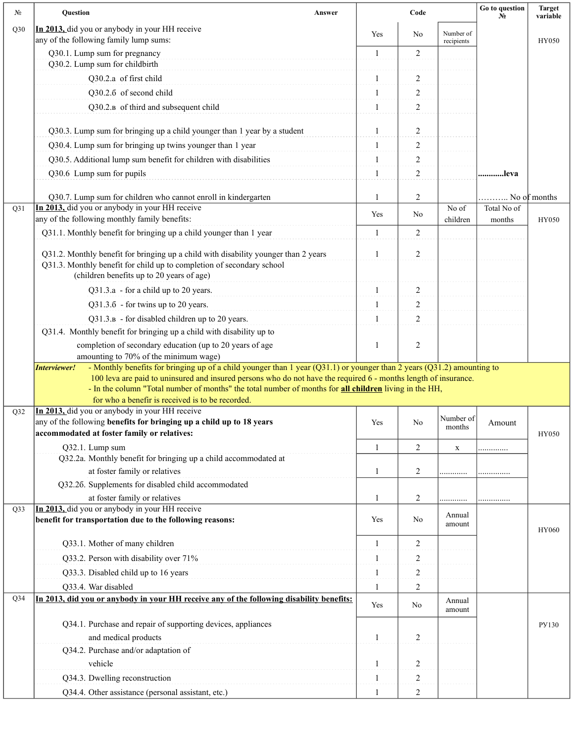| № | Question Answer | Code | | | Go to question № | Target variable |
|---|---|---|---|---|---|---|
| Q30 | **In 2013,** did you or anybody in your HH receive any of the following family lump sums: | Yes | No | Number of recipients | | HY050 |
| | Q30.1. Lump sum for pregnancy | 1 | 2 | | | |
| | Q30.2. Lump sum for childbirth | | | | | |
| | Q30.2.a of first child | 1 | 2 | | | |
| | Q30.2.б of second child | 1 | 2 | | | |
| | Q30.2.в of third and subsequent child | 1 | 2 | | | |
| | Q30.3. Lump sum for bringing up a child younger than 1 year by a student | 1 | 2 | | | |
| | Q30.4. Lump sum for bringing up twins younger than 1 year | 1 | 2 | | | |
| | Q30.5. Additional lump sum benefit for children with disabilities | 1 | 2 | | | |
| | Q30.6 Lump sum for pupils | 1 | 2 | | ............leva | |
| | Q30.7. Lump sum for children who cannot enroll in kindergarten | 1 | 2 | | ……….. No of months | |
| Q31 | **In 2013,** did you or anybody in your HH receive any of the following monthly family benefits: | Yes | No | No of children | Total No of months | HY050 |
| | Q31.1. Monthly benefit for bringing up a child younger than 1 year | 1 | 2 | | | |
| | Q31.2. Monthly benefit for bringing up a child with disability younger than 2 years | 1 | 2 | | | |
| | Q31.3. Monthly benefit for child up to completion of secondary school (children benefits up to 20 years of age) | | | | | |
| | Q31.3.a - for a child up to 20 years. | 1 | 2 | | | |
| | Q31.3.б - for twins up to 20 years. | 1 | 2 | | | |
| | Q31.3.в - for disabled children up to 20 years. | 1 | 2 | | | |
| | Q31.4. Monthly benefit for bringing up a child with disability up to completion of secondary education (up to 20 years of age amounting to 70% of the minimum wage) | 1 | 2 | | | |
| | ***Interviewer!*** - Monthly benefits for bringing up of a child younger than 1 year (Q31.1) or younger than 2 years (Q31.2) amounting to 100 leva are paid to uninsured and insured persons who do not have the required 6 - months length of insurance. - In the column "Total number of months" the total number of months for **all children** living in the HH, for who a benefir is received is to be recorded. | | | | | |
| Q32 | **In 2013,** did you or anybody in your HH receive any of the following **benefits for bringing up a child up to 18 years accommodated at foster family or relatives:** | Yes | No | Number of months | Amount | HY050 |
| | Q32.1. Lump sum | 1 | 2 | x | ............. | |
| | Q32.2a. Monthly benefit for bringing up a child accommodated at at foster family or relatives | 1 | 2 | ............ | .............. | |
| | Q32.26. Supplements for disabled child accommodated at foster family or relatives | 1 | 2 | ............ | .............. | |
| Q33 | **In 2013,** did you or anybody in your HH receive **benefit for transportation due to the following reasons:** | Yes | No | Annual amount | | HY060 |
| | Q33.1. Mother of many children | 1 | 2 | | | |
| | Q33.2. Person with disability over 71% | 1 | 2 | | | |
| | Q33.3. Disabled child up to 16 years | 1 | 2 | | | |
| | Q33.4. War disabled | 1 | 2 | | | |
| Q34 | **In 2013, did you or anybody in your HH receive any of the following disability benefits:** | Yes | No | Annual amount | | PY130 |
| | Q34.1. Purchase and repair of supporting devices, appliances and medical products | 1 | 2 | | | |
| | Q34.2. Purchase and/or adaptation of vehicle | 1 | 2 | | | |
| | Q34.3. Dwelling reconstruction | 1 | 2 | | | |
| | Q34.4. Other assistance (personal assistant, etc.) | 1 | 2 | | | |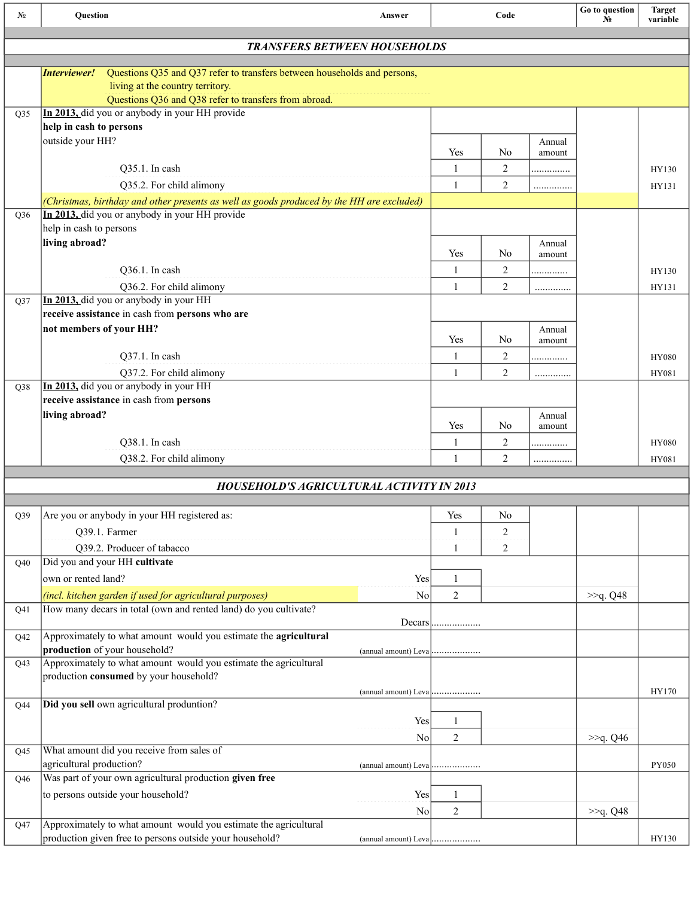| № | Question | Answer | Code | | | Go to question № | Target variable |
|---|---|---|---|---|---|---|---|
| | ***TRANSFERS BETWEEN HOUSEHOLDS*** | | | | | | |
| | ***Interviewer!*** Questions Q35 and Q37 refer to transfers between households and persons, living at the country territory. Questions Q36 and Q38 refer to transfers from abroad. | | | | | | |
| Q35 | **In 2013,** did you or anybody in your HH provide **help in cash to persons** outside your HH? | | Yes | No | Annual amount | | |
| | Q35.1. In cash | | 1 | 2 | ............... | | HY130 |
| | Q35.2. For child alimony | | 1 | 2 | ............... | | HY131 |
| | *(Christmas, birthday and other presents as well as goods produced by the HH are excluded)* | | | | | | |
| Q36 | **In 2013,** did you or anybody in your HH provide help in cash to persons **living abroad?** | | Yes | No | Annual amount | | |
| | Q36.1. In cash | | 1 | 2 | .............. | | HY130 |
| | Q36.2. For child alimony | | 1 | 2 | .............. | | HY131 |
| Q37 | **In 2013,** did you or anybody in your HH **receive assistance** in cash from **persons who are not members of your HH?** | | Yes | No | Annual amount | | |
| | Q37.1. In cash | | 1 | 2 | .............. | | HY080 |
| | Q37.2. For child alimony | | 1 | 2 | .............. | | HY081 |
| Q38 | **In 2013,** did you or anybody in your HH **receive assistance** in cash from **persons living abroad?** | | Yes | No | Annual amount | | |
| | Q38.1. In cash | | 1 | 2 | .............. | | HY080 |
| | Q38.2. For child alimony | | 1 | 2 | .............. | | HY081 |
| | ***HOUSEHOLD'S AGRICULTURAL ACTIVITY IN 2013*** | | | | | | |
| Q39 | Are you or anybody in your HH registered as: | | Yes | No | | | |
| | Q39.1. Farmer | | 1 | 2 | | | |
| | Q39.2. Producer of tabacco | | 1 | 2 | | | |
| Q40 | Did you and your HH **cultivate** own or rented land? | Yes | 1 | | | | |
| | *(incl. kitchen garden if used for agricultural purposes)* | No | 2 | | | >>q. Q48 | |
| Q41 | How many decars in total (own and rented land) do you cultivate? | Decars | .................. | | | | |
| Q42 | Approximately to what amount would you estimate the **agricultural production** of your household? | (annual amount) Leva | .................. | | | | |
| Q43 | Approximately to what amount would you estimate the agricultural production **consumed** by your household? | (annual amount) Leva | .................. | | | | HY170 |
| Q44 | **Did you sell** own agricultural prod=nution? | Yes | 1 | | | | |
| | | No | 2 | | | >>q. Q46 | |
| Q45 | What amount did you receive from sales of agricultural production? | (annual amount) Leva | .................. | | | | PY050 |
| Q46 | Was part of your own agricultural production **given free** to persons outside your household? | Yes | 1 | | | | |
| | | No | 2 | | | >>q. Q48 | |
| Q47 | Approximately to what amount would you estimate the agricultural production given free to persons outside your household? | (annual amount) Leva | .................. | | | | HY130 |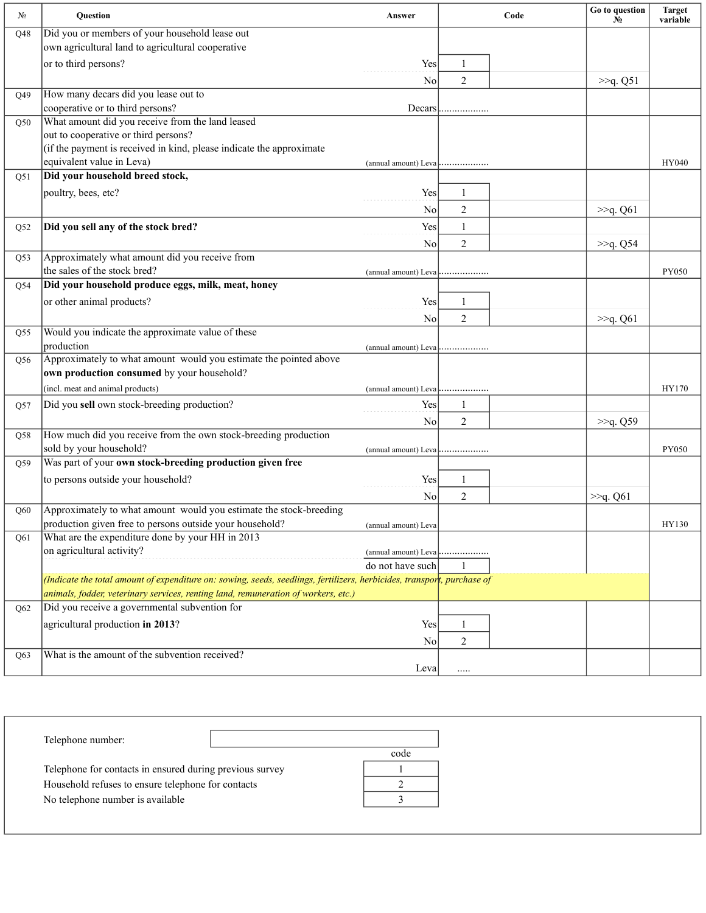| № | Question | Answer | Code | Go to question № | Target variable |
|---|---|---|---|---|---|
| Q48 | Did you or members of your household lease out own agricultural land to agricultural cooperative or to third persons? | Yes | 1 | | |
| | | No | 2 | >>q. Q51 | |
| Q49 | How many decars did you lease out to cooperative or to third persons? | Decars | .................. | | |
| Q50 | What amount did you receive from the land leased out to cooperative or third persons? (if the payment is received in kind, please indicate the approximate equivalent value in Leva) | (annual amount) Leva | .................. | | HY040 |
| Q51 | **Did your household breed stock, poultry, bees, etc?** | Yes | 1 | | |
| | | No | 2 | >>q. Q61 | |
| Q52 | **Did you sell any of the stock bred?** | Yes | 1 | | |
| | | No | 2 | >>q. Q54 | |
| Q53 | Approximately what amount did you receive from the sales of the stock bred? | (annual amount) Leva | .................. | | PY050 |
| Q54 | **Did your household produce eggs, milk, meat, honey** or other animal products? | Yes | 1 | | |
| | | No | 2 | >>q. Q61 | |
| Q55 | Would you indicate the approximate value of these production | (annual amount) Leva | .................. | | |
| Q56 | Approximately to what amount would you estimate the pointed above **own production consumed** by your household? (incl. meat and animal products) | (annual amount) Leva | .................. | | HY170 |
| Q57 | Did you **sell** own stock-breeding production? | Yes | 1 | | |
| | | No | 2 | >>q. Q59 | |
| Q58 | How much did you receive from the own stock-breeding production sold by your household? | (annual amount) Leva | .................. | | PY050 |
| Q59 | Was part of your **own stock-breeding production given free** to persons outside your household? | Yes | 1 | | |
| | | No | 2 | >>q. Q61 | |
| Q60 | Approximately to what amount would you estimate the stock-breeding production given free to persons outside your household? | (annual amount) Leva | | | HY130 |
| Q61 | What are the expenditure done by your HH in 2013 on agricultural activity? | (annual amount) Leva | .................. | | |
| | | do not have such | 1 | | |
| | *(Indicate the total amount of expenditure on: sowing, seeds, seedlings, fertilizers, herbicides, transport, purchase of animals, fodder, veterinary services, renting land, remuneration of workers, etc.)* | | | | |
| Q62 | Did you receive a governmental subvention for agricultural production **in 2013**? | Yes | 1 | | |
| | | No | 2 | | |
| Q63 | What is the amount of the subvention received? | Leva | ..... | | |

Telephone number: ____________________

| | code |
|---|---|
| Telephone for contacts in ensured during previous survey | 1 |
| Household refuses to ensure telephone for contacts | 2 |
| No telephone number is available | 3 |